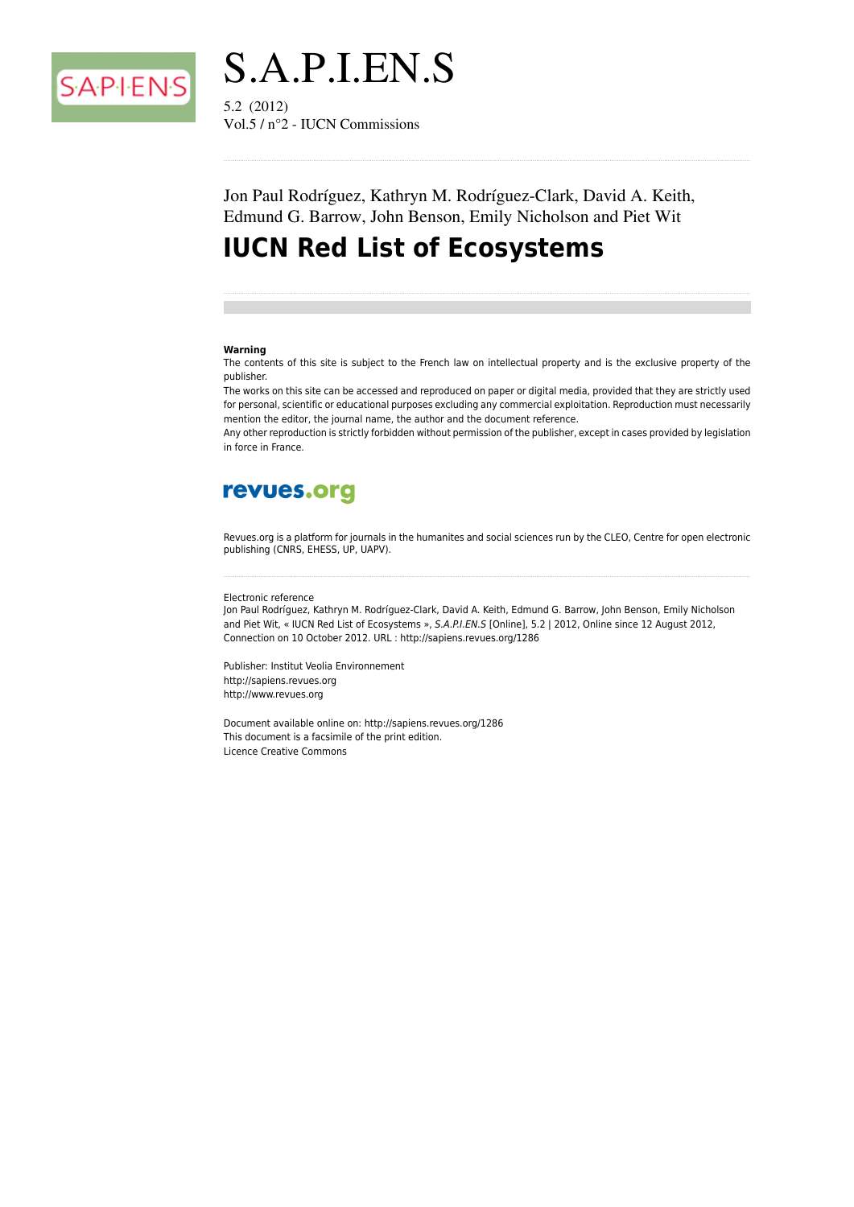# S.A.P.I.EN.S

5.2 (2012)
Vol.5 / n°2 - IUCN Commissions

Jon Paul Rodríguez, Kathryn M. Rodríguez-Clark, David A. Keith, Edmund G. Barrow, John Benson, Emily Nicholson and Piet Wit

## IUCN Red List of Ecosystems

**Warning**
The contents of this site is subject to the French law on intellectual property and is the exclusive property of the publisher.
The works on this site can be accessed and reproduced on paper or digital media, provided that they are strictly used for personal, scientific or educational purposes excluding any commercial exploitation. Reproduction must necessarily mention the editor, the journal name, the author and the document reference.
Any other reproduction is strictly forbidden without permission of the publisher, except in cases provided by legislation in force in France.

**revues.org**

Revues.org is a platform for journals in the humanites and social sciences run by the CLEO, Centre for open electronic publishing (CNRS, EHESS, UP, UAPV).

Electronic reference
Jon Paul Rodríguez, Kathryn M. Rodríguez-Clark, David A. Keith, Edmund G. Barrow, John Benson, Emily Nicholson and Piet Wit, « IUCN Red List of Ecosystems », *S.A.P.I.EN.S* [Online], 5.2 | 2012, Online since 12 August 2012, Connection on 10 October 2012. URL : http://sapiens.revues.org/1286

Publisher: Institut Veolia Environnement
http://sapiens.revues.org
http://www.revues.org

Document available online on: http://sapiens.revues.org/1286
This document is a facsimile of the print edition.
Licence Creative Commons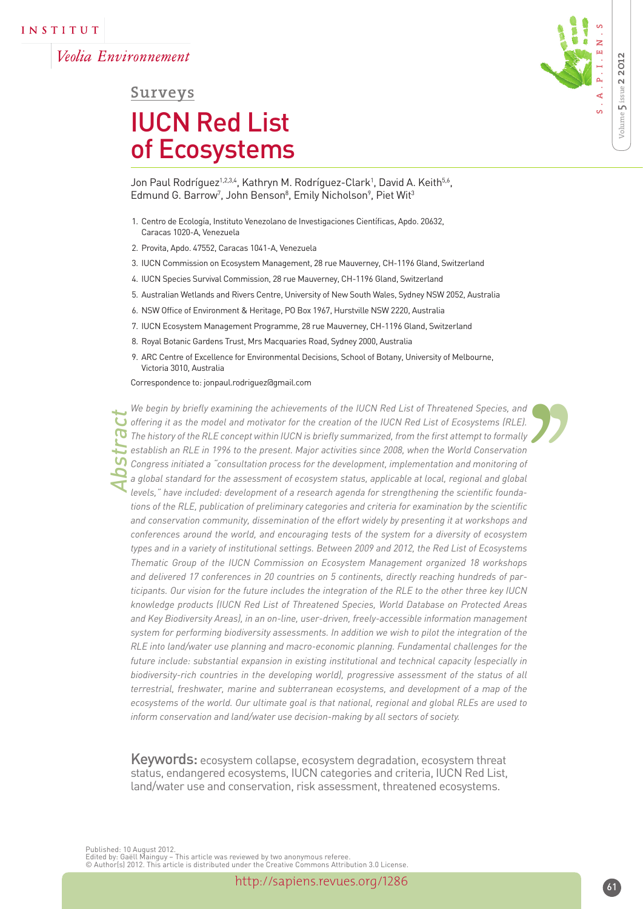Surveys

# IUCN Red List of Ecosystems

Jon Paul Rodríguez[1,2,3,4], Kathryn M. Rodríguez-Clark[1], David A. Keith[5,6], Edmund G. Barrow[7], John Benson[8], Emily Nicholson[9], Piet Wit[3]

1. Centro de Ecología, Instituto Venezolano de Investigaciones Científicas, Apdo. 20632, Caracas 1020-A, Venezuela
2. Provita, Apdo. 47552, Caracas 1041-A, Venezuela
3. IUCN Commission on Ecosystem Management, 28 rue Mauverney, CH-1196 Gland, Switzerland
4. IUCN Species Survival Commission, 28 rue Mauverney, CH-1196 Gland, Switzerland
5. Australian Wetlands and Rivers Centre, University of New South Wales, Sydney NSW 2052, Australia
6. NSW Office of Environment & Heritage, PO Box 1967, Hurstville NSW 2220, Australia
7. IUCN Ecosystem Management Programme, 28 rue Mauverney, CH-1196 Gland, Switzerland
8. Royal Botanic Gardens Trust, Mrs Macquaries Road, Sydney 2000, Australia
9. ARC Centre of Excellence for Environmental Decisions, School of Botany, University of Melbourne, Victoria 3010, Australia

Correspondence to: jonpaul.rodriguez@gmail.com

## Abstract

*We begin by briefly examining the achievements of the IUCN Red List of Threatened Species, and offering it as the model and motivator for the creation of the IUCN Red List of Ecosystems (RLE). The history of the RLE concept within IUCN is briefly summarized, from the first attempt to formally establish an RLE in 1996 to the present. Major activities since 2008, when the World Conservation Congress initiated a "consultation process for the development, implementation and monitoring of a global standard for the assessment of ecosystem status, applicable at local, regional and global levels," have included: development of a research agenda for strengthening the scientific foundations of the RLE, publication of preliminary categories and criteria for examination by the scientific and conservation community, dissemination of the effort widely by presenting it at workshops and conferences around the world, and encouraging tests of the system for a diversity of ecosystem types and in a variety of institutional settings. Between 2009 and 2012, the Red List of Ecosystems Thematic Group of the IUCN Commission on Ecosystem Management organized 18 workshops and delivered 17 conferences in 20 countries on 5 continents, directly reaching hundreds of participants. Our vision for the future includes the integration of the RLE to the other three key IUCN knowledge products (IUCN Red List of Threatened Species, World Database on Protected Areas and Key Biodiversity Areas), in an on-line, user-driven, freely-accessible information management system for performing biodiversity assessments. In addition we wish to pilot the integration of the RLE into land/water use planning and macro-economic planning. Fundamental challenges for the future include: substantial expansion in existing institutional and technical capacity (especially in biodiversity-rich countries in the developing world), progressive assessment of the status of all terrestrial, freshwater, marine and subterranean ecosystems, and development of a map of the ecosystems of the world. Our ultimate goal is that national, regional and global RLEs are used to inform conservation and land/water use decision-making by all sectors of society.*

**Keywords:** ecosystem collapse, ecosystem degradation, ecosystem threat status, endangered ecosystems, IUCN categories and criteria, IUCN Red List, land/water use and conservation, risk assessment, threatened ecosystems.

Published: 10 August 2012.
Edited by: Gaëll Mainguy – This article was reviewed by two anonymous referee.
© Author(s) 2012. This article is distributed under the Creative Commons Attribution 3.0 License.

http://sapiens.revues.org/1286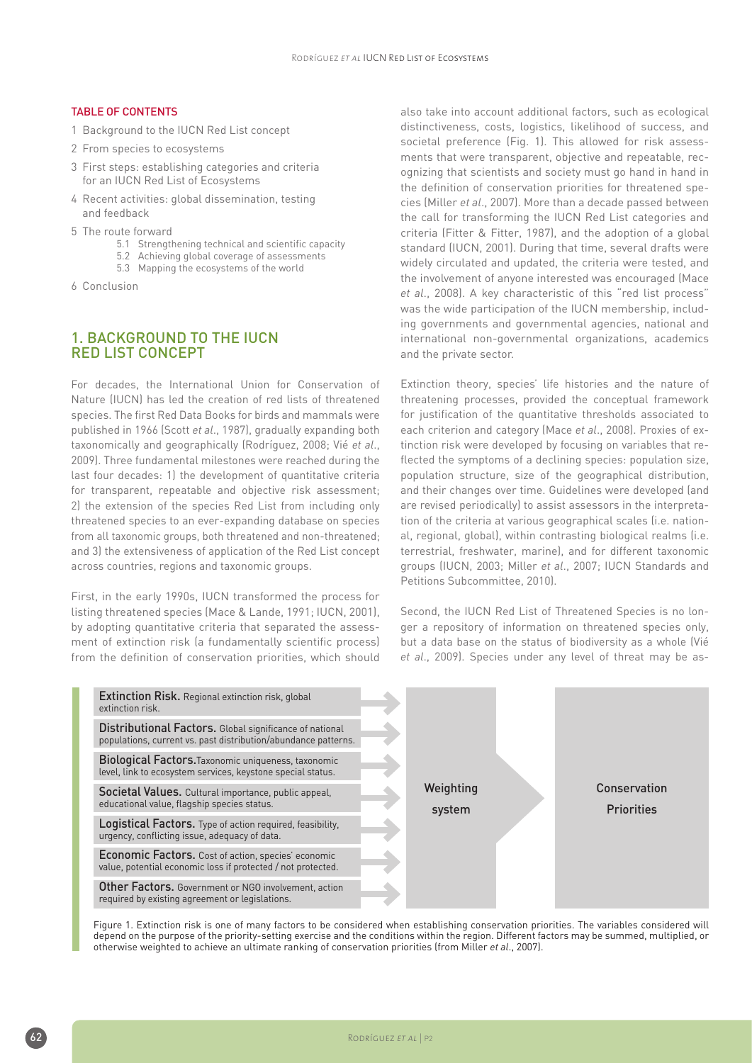**TABLE OF CONTENTS**

1 Background to the IUCN Red List concept

2 From species to ecosystems

3 First steps: establishing categories and criteria for an IUCN Red List of Ecosystems

4 Recent activities: global dissemination, testing and feedback

5 The route forward
   - 5.1 Strengthening technical and scientific capacity
   - 5.2 Achieving global coverage of assessments
   - 5.3 Mapping the ecosystems of the world

6 Conclusion

## 1. BACKGROUND TO THE IUCN RED LIST CONCEPT

For decades, the International Union for Conservation of Nature (IUCN) has led the creation of red lists of threatened species. The first Red Data Books for birds and mammals were published in 1966 (Scott *et al.*, 1987), gradually expanding both taxonomically and geographically (Rodríguez, 2008; Vié *et al.*, 2009). Three fundamental milestones were reached during the last four decades: 1) the development of quantitative criteria for transparent, repeatable and objective risk assessment; 2) the extension of the species Red List from including only threatened species to an ever-expanding database on species from all taxonomic groups, both threatened and non-threatened; and 3) the extensiveness of application of the Red List concept across countries, regions and taxonomic groups.

First, in the early 1990s, IUCN transformed the process for listing threatened species (Mace & Lande, 1991; IUCN, 2001), by adopting quantitative criteria that separated the assessment of extinction risk (a fundamentally scientific process) from the definition of conservation priorities, which should also take into account additional factors, such as ecological distinctiveness, costs, logistics, likelihood of success, and societal preference (Fig. 1). This allowed for risk assessments that were transparent, objective and repeatable, recognizing that scientists and society must go hand in hand in the definition of conservation priorities for threatened species (Miller *et al.*, 2007). More than a decade passed between the call for transforming the IUCN Red List categories and criteria (Fitter & Fitter, 1987), and the adoption of a global standard (IUCN, 2001). During that time, several drafts were widely circulated and updated, the criteria were tested, and the involvement of anyone interested was encouraged (Mace *et al.*, 2008). A key characteristic of this "red list process" was the wide participation of the IUCN membership, including governments and governmental agencies, national and international non-governmental organizations, academics and the private sector.

Extinction theory, species' life histories and the nature of threatening processes, provided the conceptual framework for justification of the quantitative thresholds associated to each criterion and category (Mace *et al.*, 2008). Proxies of extinction risk were developed by focusing on variables that reflected the symptoms of a declining species: population size, population structure, size of the geographical distribution, and their changes over time. Guidelines were developed (and are revised periodically) to assist assessors in the interpretation of the criteria at various geographical scales (i.e. national, regional, global), within contrasting biological realms (i.e. terrestrial, freshwater, marine), and for different taxonomic groups (IUCN, 2003; Miller *et al.*, 2007; IUCN Standards and Petitions Subcommittee, 2010).

Second, the IUCN Red List of Threatened Species is no longer a repository of information on threatened species only, but a data base on the status of biodiversity as a whole (Vié *et al.*, 2009). Species under any level of threat may be as-

**Extinction Risk.** Regional extinction risk, global extinction risk.

**Distributional Factors.** Global significance of national populations, current vs. past distribution/abundance patterns.

**Biological Factors.** Taxonomic uniqueness, taxonomic level, link to ecosystem services, keystone special status.

**Societal Values.** Cultural importance, public appeal, educational value, flagship species status.

**Logistical Factors.** Type of action required, feasibility, urgency, conflicting issue, adequacy of data.

**Economic Factors.** Cost of action, species' economic value, potential economic loss if protected / not protected.

**Other Factors.** Government or NGO involvement, action required by existing agreement or legislations.

Weighting system → Conservation Priorities

Figure 1. Extinction risk is one of many factors to be considered when establishing conservation priorities. The variables considered will depend on the purpose of the priority-setting exercise and the conditions within the region. Different factors may be summed, multiplied, or otherwise weighted to achieve an ultimate ranking of conservation priorities (from Miller *et al.*, 2007).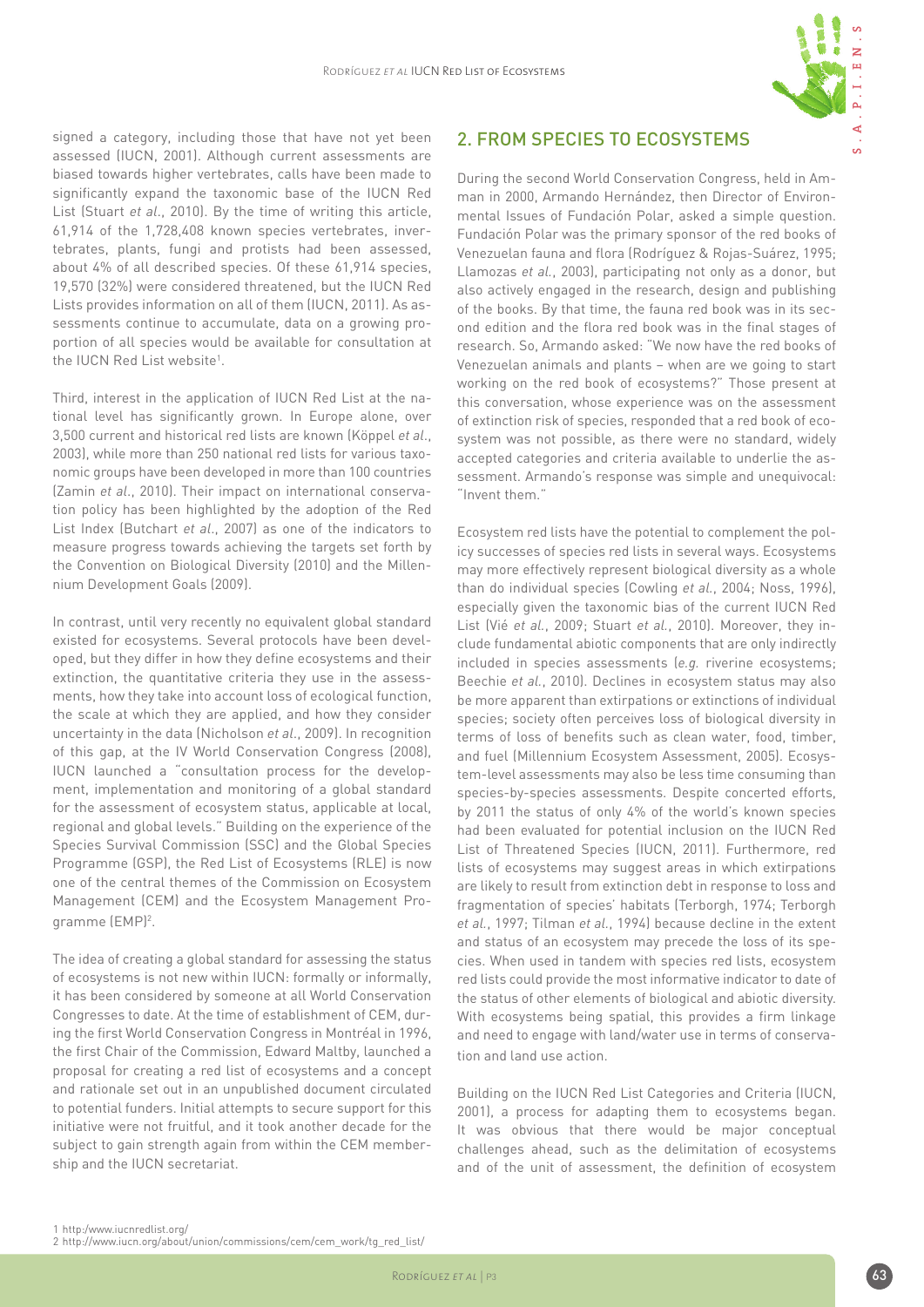signed a category, including those that have not yet been assessed (IUCN, 2001). Although current assessments are biased towards higher vertebrates, calls have been made to significantly expand the taxonomic base of the IUCN Red List (Stuart *et al.*, 2010). By the time of writing this article, 61,914 of the 1,728,408 known species vertebrates, invertebrates, plants, fungi and protists had been assessed, about 4% of all described species. Of these 61,914 species, 19,570 (32%) were considered threatened, but the IUCN Red Lists provides information on all of them (IUCN, 2011). As assessments continue to accumulate, data on a growing proportion of all species would be available for consultation at the IUCN Red List website[1].

Third, interest in the application of IUCN Red List at the national level has significantly grown. In Europe alone, over 3,500 current and historical red lists are known (Köppel *et al.*, 2003), while more than 250 national red lists for various taxonomic groups have been developed in more than 100 countries (Zamin *et al.*, 2010). Their impact on international conservation policy has been highlighted by the adoption of the Red List Index (Butchart *et al.*, 2007) as one of the indicators to measure progress towards achieving the targets set forth by the Convention on Biological Diversity (2010) and the Millennium Development Goals (2009).

In contrast, until very recently no equivalent global standard existed for ecosystems. Several protocols have been developed, but they differ in how they define ecosystems and their extinction, the quantitative criteria they use in the assessments, how they take into account loss of ecological function, the scale at which they are applied, and how they consider uncertainty in the data (Nicholson *et al.*, 2009). In recognition of this gap, at the IV World Conservation Congress (2008), IUCN launched a "consultation process for the development, implementation and monitoring of a global standard for the assessment of ecosystem status, applicable at local, regional and global levels." Building on the experience of the Species Survival Commission (SSC) and the Global Species Programme (GSP), the Red List of Ecosystems (RLE) is now one of the central themes of the Commission on Ecosystem Management (CEM) and the Ecosystem Management Programme (EMP)[2].

The idea of creating a global standard for assessing the status of ecosystems is not new within IUCN: formally or informally, it has been considered by someone at all World Conservation Congresses to date. At the time of establishment of CEM, during the first World Conservation Congress in Montréal in 1996, the first Chair of the Commission, Edward Maltby, launched a proposal for creating a red list of ecosystems and a concept and rationale set out in an unpublished document circulated to potential funders. Initial attempts to secure support for this initiative were not fruitful, and it took another decade for the subject to gain strength again from within the CEM membership and the IUCN secretariat.

## 2. FROM SPECIES TO ECOSYSTEMS

During the second World Conservation Congress, held in Amman in 2000, Armando Hernández, then Director of Environmental Issues of Fundación Polar, asked a simple question. Fundación Polar was the primary sponsor of the red books of Venezuelan fauna and flora (Rodríguez & Rojas-Suárez, 1995; Llamozas *et al.*, 2003), participating not only as a donor, but also actively engaged in the research, design and publishing of the books. By that time, the fauna red book was in its second edition and the flora red book was in the final stages of research. So, Armando asked: "We now have the red books of Venezuelan animals and plants – when are we going to start working on the red book of ecosystems?" Those present at this conversation, whose experience was on the assessment of extinction risk of species, responded that a red book of ecosystem was not possible, as there were no standard, widely accepted categories and criteria available to underlie the assessment. Armando's response was simple and unequivocal: "Invent them."

Ecosystem red lists have the potential to complement the policy successes of species red lists in several ways. Ecosystems may more effectively represent biological diversity as a whole than do individual species (Cowling *et al.*, 2004; Noss, 1996), especially given the taxonomic bias of the current IUCN Red List (Vié *et al.*, 2009; Stuart *et al.*, 2010). Moreover, they include fundamental abiotic components that are only indirectly included in species assessments (*e.g.* riverine ecosystems; Beechie *et al.*, 2010). Declines in ecosystem status may also be more apparent than extirpations or extinctions of individual species; society often perceives loss of biological diversity in terms of loss of benefits such as clean water, food, timber, and fuel (Millennium Ecosystem Assessment, 2005). Ecosystem-level assessments may also be less time consuming than species-by-species assessments. Despite concerted efforts, by 2011 the status of only 4% of the world's known species had been evaluated for potential inclusion on the IUCN Red List of Threatened Species (IUCN, 2011). Furthermore, red lists of ecosystems may suggest areas in which extirpations are likely to result from extinction debt in response to loss and fragmentation of species' habitats (Terborgh, 1974; Terborgh *et al.*, 1997; Tilman *et al.*, 1994) because decline in the extent and status of an ecosystem may precede the loss of its species. When used in tandem with species red lists, ecosystem red lists could provide the most informative indicator to date of the status of other elements of biological and abiotic diversity. With ecosystems being spatial, this provides a firm linkage and need to engage with land/water use in terms of conservation and land use action.

Building on the IUCN Red List Categories and Criteria (IUCN, 2001), a process for adapting them to ecosystems began. It was obvious that there would be major conceptual challenges ahead, such as the delimitation of ecosystems and of the unit of assessment, the definition of ecosystem

1 http:/www.iucnredlist.org/
2 http://www.iucn.org/about/union/commissions/cem/cem_work/tg_red_list/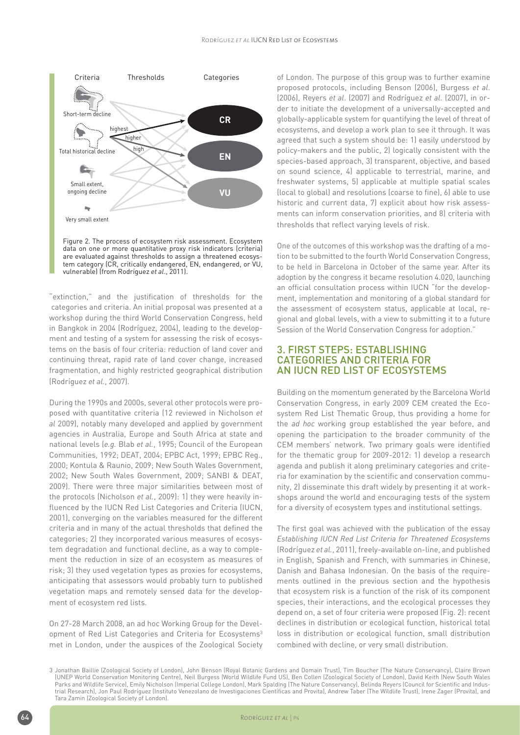Figure 2. The process of ecosystem risk assessment. Ecosystem data on one or more quantitative proxy risk indicators (criteria) are evaluated against thresholds to assign a threatened ecosystem category (CR, critically endangered, EN, endangered, or VU, vulnerable) (from Rodríguez *et al*., 2011).

"extinction," and the justification of thresholds for the categories and criteria. An initial proposal was presented at a workshop during the third World Conservation Congress, held in Bangkok in 2004 (Rodríguez, 2004), leading to the development and testing of a system for assessing the risk of ecosystems on the basis of four criteria: reduction of land cover and continuing threat, rapid rate of land cover change, increased fragmentation, and highly restricted geographical distribution (Rodríguez *et al.*, 2007).

During the 1990s and 2000s, several other protocols were proposed with quantitative criteria (12 reviewed in Nicholson *et al* 2009), notably many developed and applied by government agencies in Australia, Europe and South Africa at state and national levels (*e.g.* Blab *et al.*, 1995; Council of the European Communities, 1992; DEAT, 2004; EPBC Act, 1999; EPBC Reg., 2000; Kontula & Raunio, 2009; New South Wales Government, 2002; New South Wales Government, 2009; SANBI & DEAT, 2009). There were three major similarities between most of the protocols (Nicholson *et al.*, 2009): 1) they were heavily influenced by the IUCN Red List Categories and Criteria (IUCN, 2001), converging on the variables measured for the different criteria and in many of the actual thresholds that defined the categories; 2) they incorporated various measures of ecosystem degradation and functional decline, as a way to complement the reduction in size of an ecosystem as measures of risk; 3) they used vegetation types as proxies for ecosystems, anticipating that assessors would probably turn to published vegetation maps and remotely sensed data for the development of ecosystem red lists.

On 27-28 March 2008, an ad hoc Working Group for the Development of Red List Categories and Criteria for Ecosystems[3] met in London, under the auspices of the Zoological Society of London. The purpose of this group was to further examine proposed protocols, including Benson (2006), Burgess *et al*. (2006), Reyers *et al*. (2007) and Rodríguez *et al*. (2007), in order to initiate the development of a universally-accepted and globally-applicable system for quantifying the level of threat of ecosystems, and develop a work plan to see it through. It was agreed that such a system should be: 1) easily understood by policy-makers and the public, 2) logically consistent with the species-based approach, 3) transparent, objective, and based on sound science, 4) applicable to terrestrial, marine, and freshwater systems, 5) applicable at multiple spatial scales (local to global) and resolutions (coarse to fine), 6) able to use historic and current data, 7) explicit about how risk assessments can inform conservation priorities, and 8) criteria with thresholds that reflect varying levels of risk.

One of the outcomes of this workshop was the drafting of a motion to be submitted to the fourth World Conservation Congress, to be held in Barcelona in October of the same year. After its adoption by the congress it became resolution 4.020, launching an official consultation process within IUCN "for the development, implementation and monitoring of a global standard for the assessment of ecosystem status, applicable at local, regional and global levels, with a view to submitting it to a future Session of the World Conservation Congress for adoption."

## 3. FIRST STEPS: ESTABLISHING CATEGORIES AND CRITERIA FOR AN IUCN RED LIST OF ECOSYSTEMS

Building on the momentum generated by the Barcelona World Conservation Congress, in early 2009 CEM created the Ecosystem Red List Thematic Group, thus providing a home for the *ad hoc* working group established the year before, and opening the participation to the broader community of the CEM members' network. Two primary goals were identified for the thematic group for 2009-2012: 1) develop a research agenda and publish it along preliminary categories and criteria for examination by the scientific and conservation community, 2) disseminate this draft widely by presenting it at workshops around the world and encouraging tests of the system for a diversity of ecosystem types and institutional settings.

The first goal was achieved with the publication of the essay *Establishing IUCN Red List Criteria for Threatened Ecosystems* (Rodríguez *et al.*, 2011), freely-available on-line, and published in English, Spanish and French, with summaries in Chinese, Danish and Bahasa Indonesian. On the basis of the requirements outlined in the previous section and the hypothesis that ecosystem risk is a function of the risk of its component species, their interactions, and the ecological processes they depend on, a set of four criteria were proposed (Fig. 2): recent declines in distribution or ecological function, historical total loss in distribution or ecological function, small distribution combined with decline, or very small distribution.

3 Jonathan Baillie (Zoological Society of London), John Benson (Royal Botanic Gardens and Domain Trust), Tim Boucher (The Nature Conservancy), Claire Brown (UNEP World Conservation Monitoring Centre), Neil Burgess (World Wildlife Fund US), Ben Collen (Zoological Society of London), David Keith (New South Wales Parks and Wildlife Service), Emily Nicholson (Imperial College London), Mark Spalding (The Nature Conservancy), Belinda Reyers (Council for Scientific and Industrial Research), Jon Paul Rodríguez (Instituto Venezolano de Investigaciones Científicas and Provita), Andrew Taber (The Wildlife Trust), Irene Zager (Provita), and Tara Zamin (Zoological Society of London).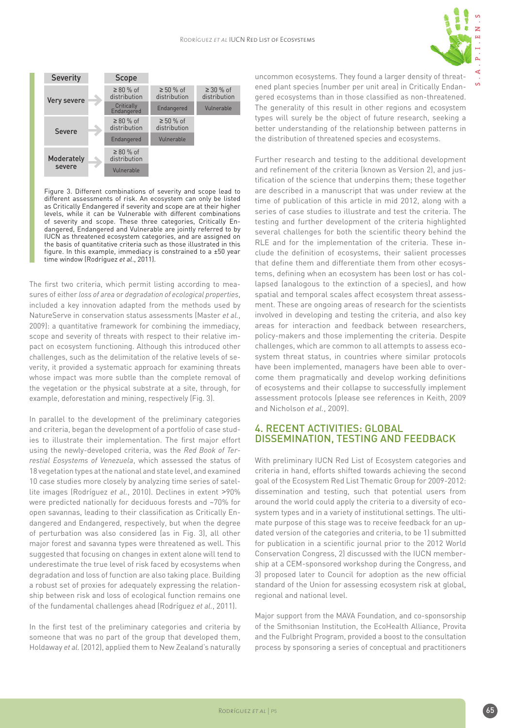| Severity | Scope | | |
|---|---|---|---|
| Very severe | ≥ 80 % of distribution<br>Critically Endangered | ≥ 50 % of distribution<br>Endangered | ≥ 30 % of distribution<br>Vulnerable |
| Severe | ≥ 80 % of distribution<br>Endangered | ≥ 50 % of distribution<br>Vulnerable | |
| Moderately severe | ≥ 80 % of distribution<br>Vulnerable | | |

Figure 3. Different combinations of severity and scope lead to different assessments of risk. An ecosystem can only be listed as Critically Endangered if severity and scope are at their higher levels, while it can be Vulnerable with different combinations of severity and scope. These three categories, Critically Endangered, Endangered and Vulnerable are jointly referred to by IUCN as threatened ecosystem categories, and are assigned on the basis of quantitative criteria such as those illustrated in this figure. In this example, immediacy is constrained to a ±50 year time window (Rodríguez *et al*., 2011).

The first two criteria, which permit listing according to measures of either *loss of area* or *degradation of ecological properties*, included a key innovation adapted from the methods used by NatureServe in conservation status assessments (Master *et al*., 2009): a quantitative framework for combining the immediacy, scope and severity of threats with respect to their relative impact on ecosystem functioning. Although this introduced other challenges, such as the delimitation of the relative levels of severity, it provided a systematic approach for examining threats whose impact was more subtle than the complete removal of the vegetation or the physical substrate at a site, through, for example, deforestation and mining, respectively (Fig. 3).

In parallel to the development of the preliminary categories and criteria, began the development of a portfolio of case studies to illustrate their implementation. The first major effort using the newly-developed criteria, was the *Red Book of Terrestial Eosystems of Venezuela*, which assessed the status of 18 vegetation types at the national and state level, and examined 10 case studies more closely by analyzing time series of satellite images (Rodríguez *et al*., 2010). Declines in extent >90% were predicted nationally for deciduous forests and ~70% for open savannas, leading to their classification as Critically Endangered and Endangered, respectively, but when the degree of perturbation was also considered (as in Fig. 3), all other major forest and savanna types were threatened as well. This suggested that focusing on changes in extent alone will tend to underestimate the true level of risk faced by ecosystems when degradation and loss of function are also taking place. Building a robust set of proxies for adequately expressing the relationship between risk and loss of ecological function remains one of the fundamental challenges ahead (Rodríguez *et al*., 2011).

In the first test of the preliminary categories and criteria by someone that was no part of the group that developed them, Holdaway *et al*. (2012), applied them to New Zealand's naturally uncommon ecosystems. They found a larger density of threatened plant species (number per unit area) in Critically Endangered ecosystems than in those classified as non-threatened. The generality of this result in other regions and ecosystem types will surely be the object of future research, seeking a better understanding of the relationship between patterns in the distribution of threatened species and ecosystems.

Further research and testing to the additional development and refinement of the criteria (known as Version 2), and justification of the science that underpins them; these together are described in a manuscript that was under review at the time of publication of this article in mid 2012, along with a series of case studies to illustrate and test the criteria. The testing and further development of the criteria highlighted several challenges for both the scientific theory behind the RLE and for the implementation of the criteria. These include the definition of ecosystems, their salient processes that define them and differentiate them from other ecosystems, defining when an ecosystem has been lost or has collapsed (analogous to the extinction of a species), and how spatial and temporal scales affect ecosystem threat assessment. These are ongoing areas of research for the scientists involved in developing and testing the criteria, and also key areas for interaction and feedback between researchers, policy-makers and those implementing the criteria. Despite challenges, which are common to all attempts to assess ecosystem threat status, in countries where similar protocols have been implemented, managers have been able to overcome them pragmatically and develop working definitions of ecosystems and their collapse to successfully implement assessment protocols (please see references in Keith, 2009 and Nicholson *et al*., 2009).

## 4. RECENT ACTIVITIES: GLOBAL DISSEMINATION, TESTING AND FEEDBACK

With preliminary IUCN Red List of Ecosystem categories and criteria in hand, efforts shifted towards achieving the second goal of the Ecosystem Red List Thematic Group for 2009-2012: dissemination and testing, such that potential users from around the world could apply the criteria to a diversity of ecosystem types and in a variety of institutional settings. The ultimate purpose of this stage was to receive feedback for an updated version of the categories and criteria, to be 1) submitted for publication in a scientific journal prior to the 2012 World Conservation Congress, 2) discussed with the IUCN membership at a CEM-sponsored workshop during the Congress, and 3) proposed later to Council for adoption as the new official standard of the Union for assessing ecosystem risk at global, regional and national level.

Major support from the MAVA Foundation, and co-sponsorship of the Smithsonian Institution, the EcoHealth Alliance, Provita and the Fulbright Program, provided a boost to the consultation process by sponsoring a series of conceptual and practitioners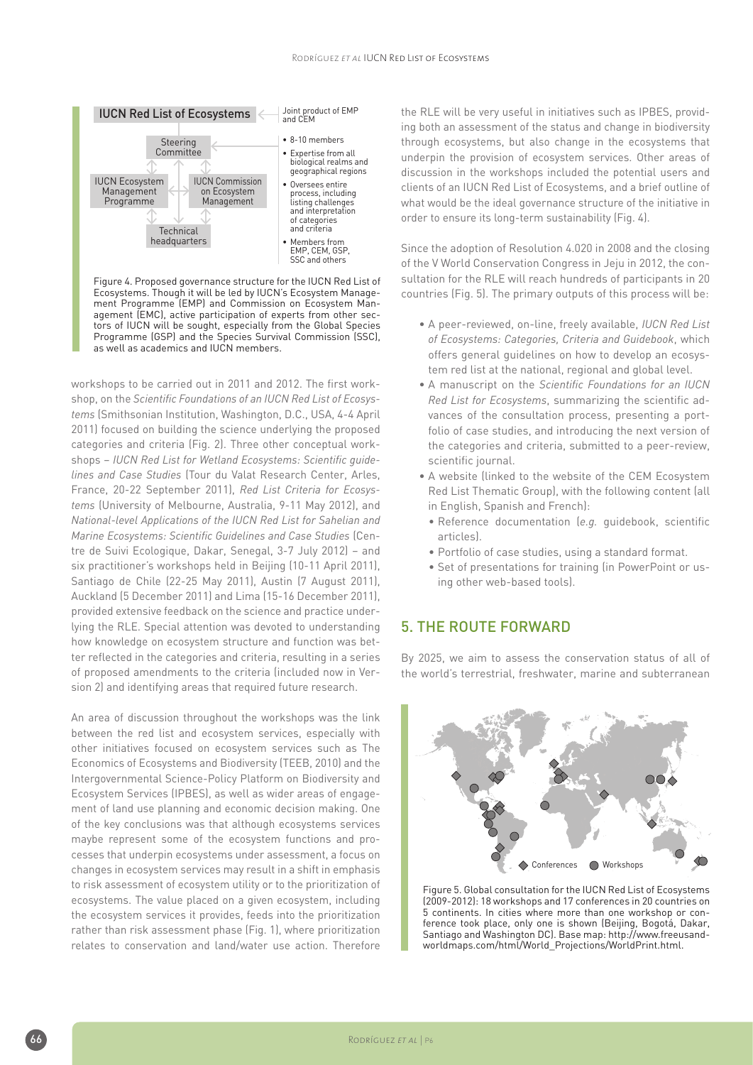IUCN Red List of Ecosystems

Steering Committee

IUCN Ecosystem Management Programme

IUCN Commission on Ecosystem Management

Technical headquarters

Joint product of EMP and CEM

- 8-10 members
- Expertise from all biological realms and geographical regions
- Oversees entire process, including listing challenges and interpretation of categories and criteria
- Members from EMP, CEM, GSP, SSC and others

Figure 4. Proposed governance structure for the IUCN Red List of Ecosystems. Though it will be led by IUCN's Ecosystem Management Programme (EMP) and Commission on Ecosystem Management (EMC), active participation of experts from other sectors of IUCN will be sought, especially from the Global Species Programme (GSP) and the Species Survival Commission (SSC), as well as academics and IUCN members.

workshops to be carried out in 2011 and 2012. The first workshop, on the *Scientific Foundations of an IUCN Red List of Ecosystems* (Smithsonian Institution, Washington, D.C., USA, 4-4 April 2011) focused on building the science underlying the proposed categories and criteria (Fig. 2). Three other conceptual workshops – *IUCN Red List for Wetland Ecosystems: Scientific guidelines and Case Studies* (Tour du Valat Research Center, Arles, France, 20-22 September 2011), *Red List Criteria for Ecosystems* (University of Melbourne, Australia, 9-11 May 2012), and *National-level Applications of the IUCN Red List for Sahelian and Marine Ecosystems: Scientific Guidelines and Case Studies* (Centre de Suivi Ecologique, Dakar, Senegal, 3-7 July 2012) – and six practitioner's workshops held in Beijing (10-11 April 2011), Santiago de Chile (22-25 May 2011), Austin (7 August 2011), Auckland (5 December 2011) and Lima (15-16 December 2011), provided extensive feedback on the science and practice underlying the RLE. Special attention was devoted to understanding how knowledge on ecosystem structure and function was better reflected in the categories and criteria, resulting in a series of proposed amendments to the criteria (included now in Version 2) and identifying areas that required future research.

An area of discussion throughout the workshops was the link between the red list and ecosystem services, especially with other initiatives focused on ecosystem services such as The Economics of Ecosystems and Biodiversity (TEEB, 2010) and the Intergovernmental Science-Policy Platform on Biodiversity and Ecosystem Services (IPBES), as well as wider areas of engagement of land use planning and economic decision making. One of the key conclusions was that although ecosystems services maybe represent some of the ecosystem functions and processes that underpin ecosystems under assessment, a focus on changes in ecosystem services may result in a shift in emphasis to risk assessment of ecosystem utility or to the prioritization of ecosystems. The value placed on a given ecosystem, including the ecosystem services it provides, feeds into the prioritization rather than risk assessment phase (Fig. 1), where prioritization relates to conservation and land/water use action. Therefore the RLE will be very useful in initiatives such as IPBES, providing both an assessment of the status and change in biodiversity through ecosystems, but also change in the ecosystems that underpin the provision of ecosystem services. Other areas of discussion in the workshops included the potential users and clients of an IUCN Red List of Ecosystems, and a brief outline of what would be the ideal governance structure of the initiative in order to ensure its long-term sustainability (Fig. 4).

Since the adoption of Resolution 4.020 in 2008 and the closing of the V World Conservation Congress in Jeju in 2012, the consultation for the RLE will reach hundreds of participants in 20 countries (Fig. 5). The primary outputs of this process will be:

- A peer-reviewed, on-line, freely available, *IUCN Red List of Ecosystems: Categories, Criteria and Guidebook*, which offers general guidelines on how to develop an ecosystem red list at the national, regional and global level.
- A manuscript on the *Scientific Foundations for an IUCN Red List for Ecosystems*, summarizing the scientific advances of the consultation process, presenting a portfolio of case studies, and introducing the next version of the categories and criteria, submitted to a peer-review, scientific journal.
- A website (linked to the website of the CEM Ecosystem Red List Thematic Group), with the following content (all in English, Spanish and French):
  - Reference documentation (*e.g.* guidebook, scientific articles).
  - Portfolio of case studies, using a standard format.
  - Set of presentations for training (in PowerPoint or using other web-based tools).

## 5. THE ROUTE FORWARD

By 2025, we aim to assess the conservation status of all of the world's terrestrial, freshwater, marine and subterranean

Conferences Workshops

Figure 5. Global consultation for the IUCN Red List of Ecosystems (2009-2012): 18 workshops and 17 conferences in 20 countries on 5 continents. In cities where more than one workshop or conference took place, only one is shown (Beijing, Bogotá, Dakar, Santiago and Washington DC). Base map: http://www.freeusandworldmaps.com/html/World_Projections/WorldPrint.html.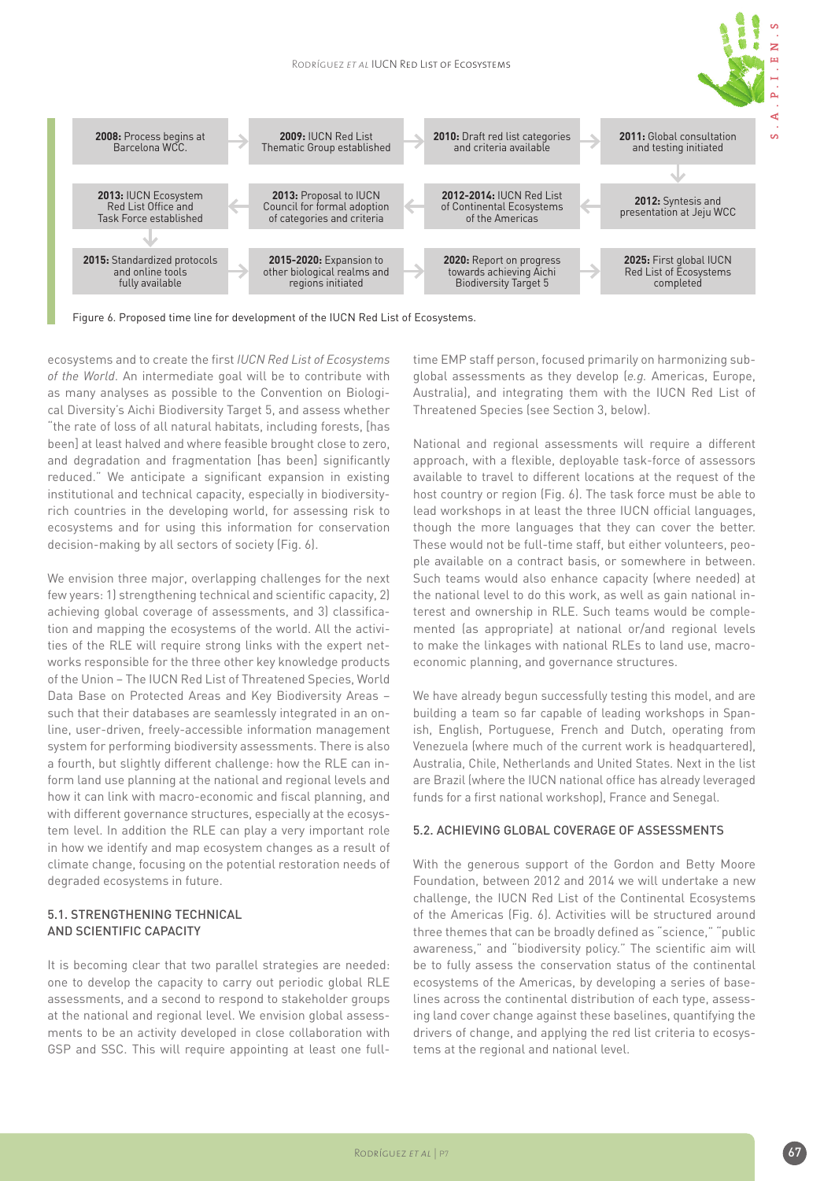**2008:** Process begins at Barcelona WCC. → **2009:** IUCN Red List Thematic Group established → **2010:** Draft red list categories and criteria available → **2011:** Global consultation and testing initiated → **2012:** Syntesis and presentation at Jeju WCC → **2012-2014:** IUCN Red List of Continental Ecosystems of the Americas → **2013:** Proposal to IUCN Council for formal adoption of categories and criteria → **2013:** IUCN Ecosystem Red List Office and Task Force established → **2015:** Standardized protocols and online tools fully available → **2015-2020:** Expansion to other biological realms and regions initiated → **2020:** Report on progress towards achieving Aichi Biodiversity Target 5 → **2025:** First global IUCN Red List of Ecosystems completed

Figure 6. Proposed time line for development of the IUCN Red List of Ecosystems.

ecosystems and to create the first *IUCN Red List of Ecosystems of the World*. An intermediate goal will be to contribute with as many analyses as possible to the Convention on Biological Diversity's Aichi Biodiversity Target 5, and assess whether "the rate of loss of all natural habitats, including forests, [has been] at least halved and where feasible brought close to zero, and degradation and fragmentation [has been] significantly reduced." We anticipate a significant expansion in existing institutional and technical capacity, especially in biodiversity-rich countries in the developing world, for assessing risk to ecosystems and for using this information for conservation decision-making by all sectors of society (Fig. 6).

We envision three major, overlapping challenges for the next few years: 1) strengthening technical and scientific capacity, 2) achieving global coverage of assessments, and 3) classification and mapping the ecosystems of the world. All the activities of the RLE will require strong links with the expert networks responsible for the three other key knowledge products of the Union – The IUCN Red List of Threatened Species, World Data Base on Protected Areas and Key Biodiversity Areas – such that their databases are seamlessly integrated in an online, user-driven, freely-accessible information management system for performing biodiversity assessments. There is also a fourth, but slightly different challenge: how the RLE can inform land use planning at the national and regional levels and how it can link with macro-economic and fiscal planning, and with different governance structures, especially at the ecosystem level. In addition the RLE can play a very important role in how we identify and map ecosystem changes as a result of climate change, focusing on the potential restoration needs of degraded ecosystems in future.

## 5.1. STRENGTHENING TECHNICAL AND SCIENTIFIC CAPACITY

It is becoming clear that two parallel strategies are needed: one to develop the capacity to carry out periodic global RLE assessments, and a second to respond to stakeholder groups at the national and regional level. We envision global assessments to be an activity developed in close collaboration with GSP and SSC. This will require appointing at least one full-time EMP staff person, focused primarily on harmonizing sub-global assessments as they develop (*e.g.* Americas, Europe, Australia), and integrating them with the IUCN Red List of Threatened Species (see Section 3, below).

National and regional assessments will require a different approach, with a flexible, deployable task-force of assessors available to travel to different locations at the request of the host country or region (Fig. 6). The task force must be able to lead workshops in at least the three IUCN official languages, though the more languages that they can cover the better. These would not be full-time staff, but either volunteers, people available on a contract basis, or somewhere in between. Such teams would also enhance capacity (where needed) at the national level to do this work, as well as gain national interest and ownership in RLE. Such teams would be complemented (as appropriate) at national or/and regional levels to make the linkages with national RLEs to land use, macro-economic planning, and governance structures.

We have already begun successfully testing this model, and are building a team so far capable of leading workshops in Spanish, English, Portuguese, French and Dutch, operating from Venezuela (where much of the current work is headquartered), Australia, Chile, Netherlands and United States. Next in the list are Brazil (where the IUCN national office has already leveraged funds for a first national workshop), France and Senegal.

## 5.2. ACHIEVING GLOBAL COVERAGE OF ASSESSMENTS

With the generous support of the Gordon and Betty Moore Foundation, between 2012 and 2014 we will undertake a new challenge, the IUCN Red List of the Continental Ecosystems of the Americas (Fig. 6). Activities will be structured around three themes that can be broadly defined as "science," "public awareness," and "biodiversity policy." The scientific aim will be to fully assess the conservation status of the continental ecosystems of the Americas, by developing a series of baselines across the continental distribution of each type, assessing land cover change against these baselines, quantifying the drivers of change, and applying the red list criteria to ecosystems at the regional and national level.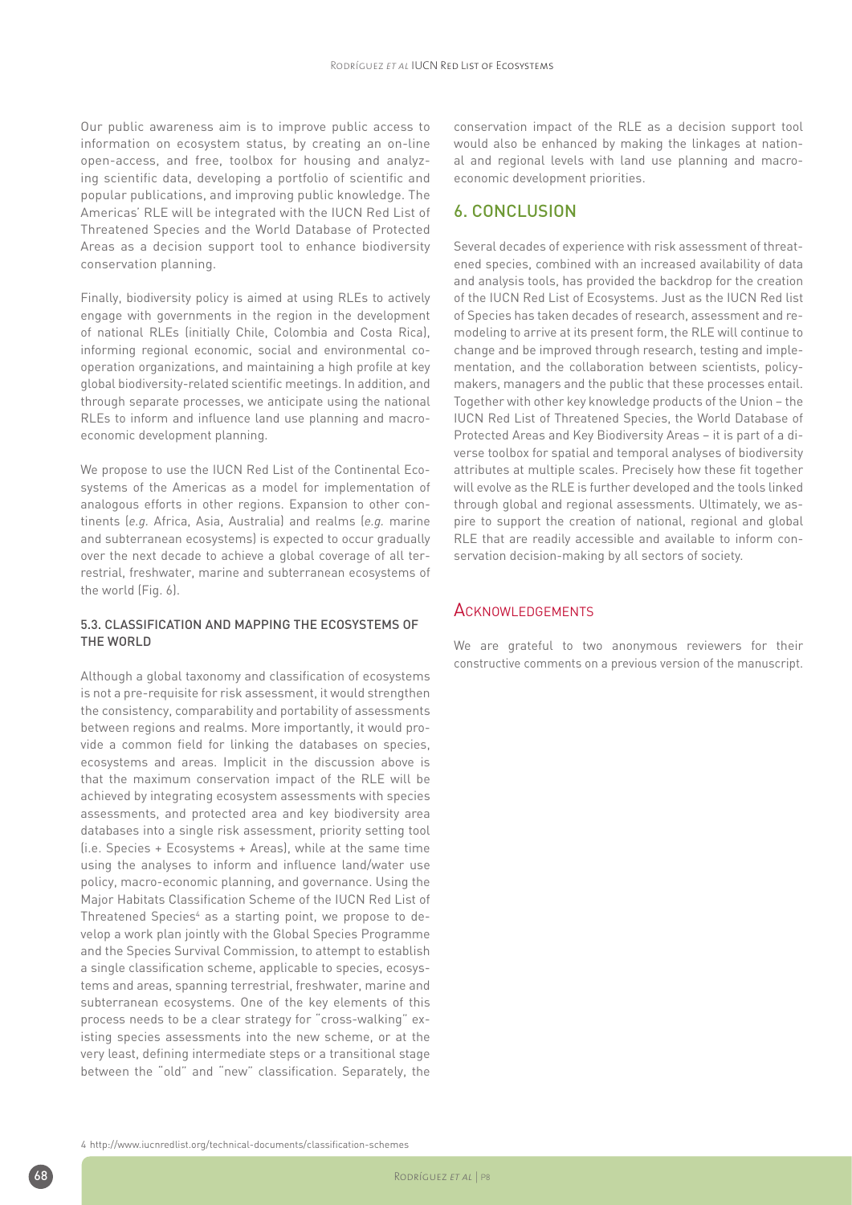Our public awareness aim is to improve public access to information on ecosystem status, by creating an on-line open-access, and free, toolbox for housing and analyzing scientific data, developing a portfolio of scientific and popular publications, and improving public knowledge. The Americas' RLE will be integrated with the IUCN Red List of Threatened Species and the World Database of Protected Areas as a decision support tool to enhance biodiversity conservation planning.

Finally, biodiversity policy is aimed at using RLEs to actively engage with governments in the region in the development of national RLEs (initially Chile, Colombia and Costa Rica), informing regional economic, social and environmental cooperation organizations, and maintaining a high profile at key global biodiversity-related scientific meetings. In addition, and through separate processes, we anticipate using the national RLEs to inform and influence land use planning and macroeconomic development planning.

We propose to use the IUCN Red List of the Continental Ecosystems of the Americas as a model for implementation of analogous efforts in other regions. Expansion to other continents (*e.g.* Africa, Asia, Australia) and realms (*e.g.* marine and subterranean ecosystems) is expected to occur gradually over the next decade to achieve a global coverage of all terrestrial, freshwater, marine and subterranean ecosystems of the world (Fig. 6).

### 5.3. CLASSIFICATION AND MAPPING THE ECOSYSTEMS OF THE WORLD

Although a global taxonomy and classification of ecosystems is not a pre-requisite for risk assessment, it would strengthen the consistency, comparability and portability of assessments between regions and realms. More importantly, it would provide a common field for linking the databases on species, ecosystems and areas. Implicit in the discussion above is that the maximum conservation impact of the RLE will be achieved by integrating ecosystem assessments with species assessments, and protected area and key biodiversity area databases into a single risk assessment, priority setting tool (i.e. Species + Ecosystems + Areas), while at the same time using the analyses to inform and influence land/water use policy, macro-economic planning, and governance. Using the Major Habitats Classification Scheme of the IUCN Red List of Threatened Species[4] as a starting point, we propose to develop a work plan jointly with the Global Species Programme and the Species Survival Commission, to attempt to establish a single classification scheme, applicable to species, ecosystems and areas, spanning terrestrial, freshwater, marine and subterranean ecosystems. One of the key elements of this process needs to be a clear strategy for "cross-walking" existing species assessments into the new scheme, or at the very least, defining intermediate steps or a transitional stage between the "old" and "new" classification. Separately, the conservation impact of the RLE as a decision support tool would also be enhanced by making the linkages at national and regional levels with land use planning and macroeconomic development priorities.

## 6. CONCLUSION

Several decades of experience with risk assessment of threatened species, combined with an increased availability of data and analysis tools, has provided the backdrop for the creation of the IUCN Red List of Ecosystems. Just as the IUCN Red list of Species has taken decades of research, assessment and remodeling to arrive at its present form, the RLE will continue to change and be improved through research, testing and implementation, and the collaboration between scientists, policymakers, managers and the public that these processes entail. Together with other key knowledge products of the Union – the IUCN Red List of Threatened Species, the World Database of Protected Areas and Key Biodiversity Areas – it is part of a diverse toolbox for spatial and temporal analyses of biodiversity attributes at multiple scales. Precisely how these fit together will evolve as the RLE is further developed and the tools linked through global and regional assessments. Ultimately, we aspire to support the creation of national, regional and global RLE that are readily accessible and available to inform conservation decision-making by all sectors of society.

## ACKNOWLEDGEMENTS

We are grateful to two anonymous reviewers for their constructive comments on a previous version of the manuscript.

4 http://www.iucnredlist.org/technical-documents/classification-schemes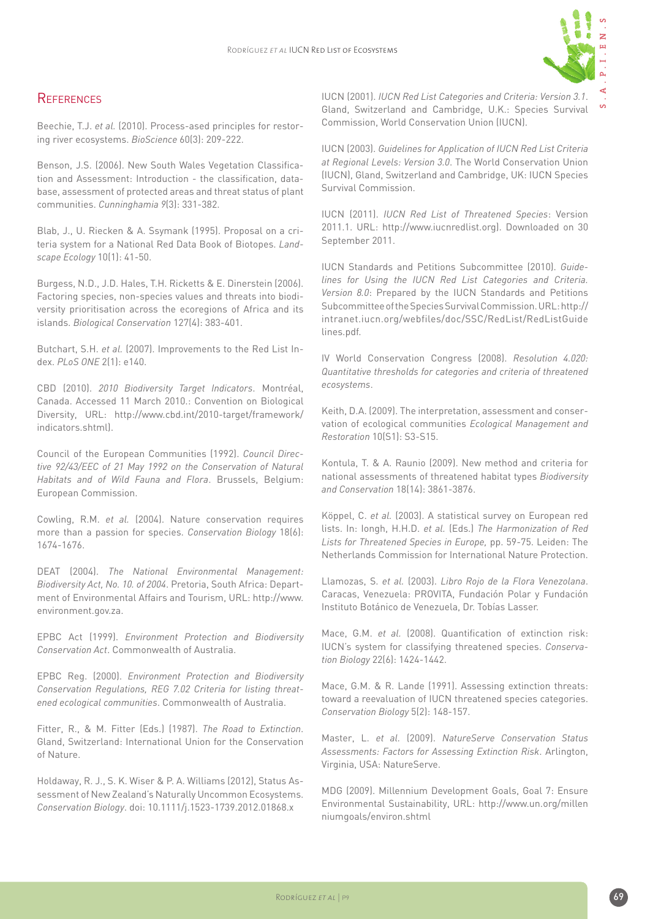## References

Beechie, T.J. *et al.* (2010). Process-ased principles for restoring river ecosystems. *BioScience* 60(3): 209-222.

Benson, J.S. (2006). New South Wales Vegetation Classification and Assessment: Introduction - the classification, database, assessment of protected areas and threat status of plant communities. *Cunninghamia 9*(3): 331-382.

Blab, J., U. Riecken & A. Ssymank (1995). Proposal on a criteria system for a National Red Data Book of Biotopes. *Landscape Ecology* 10(1): 41-50.

Burgess, N.D., J.D. Hales, T.H. Ricketts & E. Dinerstein (2006). Factoring species, non-species values and threats into biodiversity prioritisation across the ecoregions of Africa and its islands. *Biological Conservation* 127(4): 383-401.

Butchart, S.H. *et al.* (2007). Improvements to the Red List Index. *PLoS ONE* 2(1): e140.

CBD (2010). *2010 Biodiversity Target Indicators*. Montréal, Canada. Accessed 11 March 2010.: Convention on Biological Diversity, URL: http://www.cbd.int/2010-target/framework/indicators.shtml).

Council of the European Communities (1992). *Council Directive 92/43/EEC of 21 May 1992 on the Conservation of Natural Habitats and of Wild Fauna and Flora*. Brussels, Belgium: European Commission.

Cowling, R.M. *et al.* (2004). Nature conservation requires more than a passion for species. *Conservation Biology* 18(6): 1674-1676.

DEAT (2004). *The National Environmental Management: Biodiversity Act, No. 10. of 2004*. Pretoria, South Africa: Department of Environmental Affairs and Tourism, URL: http://www.environment.gov.za.

EPBC Act (1999). *Environment Protection and Biodiversity Conservation Act*. Commonwealth of Australia.

EPBC Reg. (2000). *Environment Protection and Biodiversity Conservation Regulations, REG 7.02 Criteria for listing threatened ecological communities*. Commonwealth of Australia.

Fitter, R., & M. Fitter (Eds.) (1987). *The Road to Extinction*. Gland, Switzerland: International Union for the Conservation of Nature.

Holdaway, R. J., S. K. Wiser & P. A. Williams (2012), Status Assessment of New Zealand's Naturally Uncommon Ecosystems. *Conservation Biology*. doi: 10.1111/j.1523-1739.2012.01868.x

IUCN (2001). *IUCN Red List Categories and Criteria: Version 3.1*. Gland, Switzerland and Cambridge, U.K.: Species Survival Commission, World Conservation Union (IUCN).

IUCN (2003). *Guidelines for Application of IUCN Red List Criteria at Regional Levels: Version 3.0*. The World Conservation Union (IUCN), Gland, Switzerland and Cambridge, UK: IUCN Species Survival Commission.

IUCN (2011). *IUCN Red List of Threatened Species*: Version 2011.1. URL: http://www.iucnredlist.org). Downloaded on 30 September 2011.

IUCN Standards and Petitions Subcommittee (2010). *Guidelines for Using the IUCN Red List Categories and Criteria. Version 8.0*: Prepared by the IUCN Standards and Petitions Subcommittee of the Species Survival Commission. URL: http://intranet.iucn.org/webfiles/doc/SSC/RedList/RedListGuidelines.pdf.

IV World Conservation Congress (2008). *Resolution 4.020: Quantitative thresholds for categories and criteria of threatened ecosystems*.

Keith, D.A. (2009). The interpretation, assessment and conservation of ecological communities *Ecological Management and Restoration* 10(S1): S3-S15.

Kontula, T. & A. Raunio (2009). New method and criteria for national assessments of threatened habitat types *Biodiversity and Conservation* 18(14): 3861-3876.

Köppel, C. *et al.* (2003). A statistical survey on European red lists. In: Iongh, H.H.D. *et al.* (Eds.) *The Harmonization of Red Lists for Threatened Species in Europe,* pp. 59-75. Leiden: The Netherlands Commission for International Nature Protection.

Llamozas, S. *et al.* (2003). *Libro Rojo de la Flora Venezolana*. Caracas, Venezuela: PROVITA, Fundación Polar y Fundación Instituto Botánico de Venezuela, Dr. Tobías Lasser.

Mace, G.M. *et al.* (2008). Quantification of extinction risk: IUCN's system for classifying threatened species. *Conservation Biology* 22(6): 1424-1442.

Mace, G.M. & R. Lande (1991). Assessing extinction threats: toward a reevaluation of IUCN threatened species categories. *Conservation Biology* 5(2): 148-157.

Master, L. *et al.* (2009). *NatureServe Conservation Status Assessments: Factors for Assessing Extinction Risk*. Arlington, Virginia, USA: NatureServe.

MDG (2009). Millennium Development Goals, Goal 7: Ensure Environmental Sustainability, URL: http://www.un.org/millenniumgoals/environ.shtml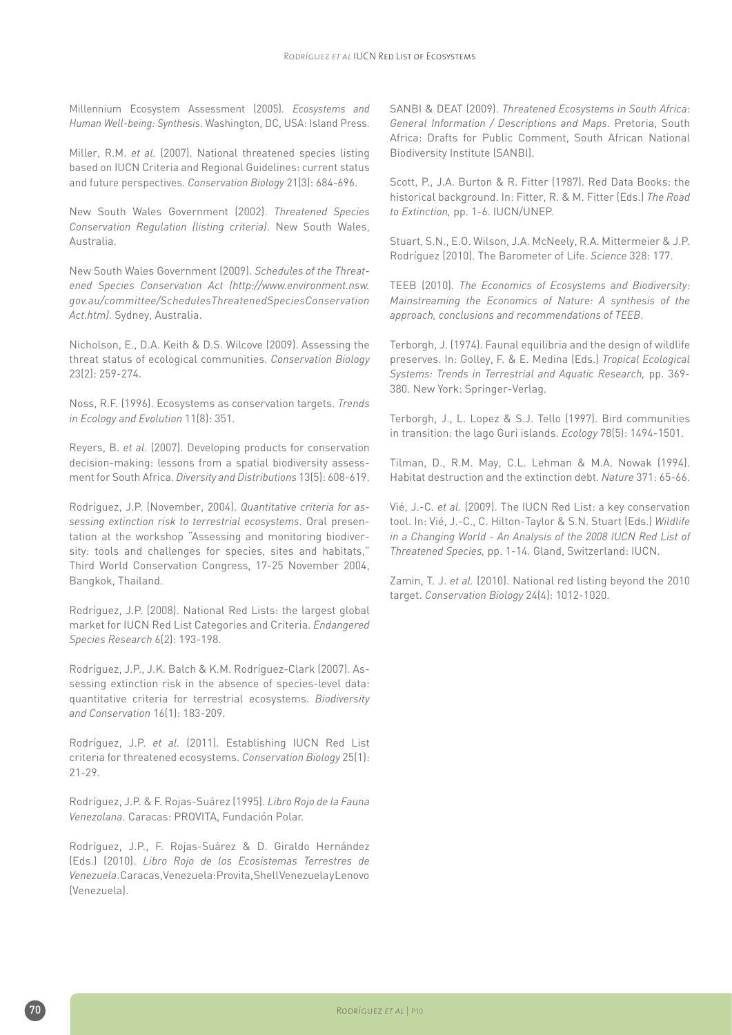Millennium Ecosystem Assessment (2005). *Ecosystems and Human Well-being: Synthesis*. Washington, DC, USA: Island Press.

Miller, R.M. *et al.* (2007). National threatened species listing based on IUCN Criteria and Regional Guidelines: current status and future perspectives. *Conservation Biology* 21(3): 684-696.

New South Wales Government (2002). *Threatened Species Conservation Regulation (listing criteria)*. New South Wales, Australia.

New South Wales Government (2009). *Schedules of the Threatened Species Conservation Act (http://www.environment.nsw.gov.au/committee/SchedulesThreatenedSpeciesConservationAct.htm)*. Sydney, Australia.

Nicholson, E., D.A. Keith & D.S. Wilcove (2009). Assessing the threat status of ecological communities. *Conservation Biology* 23(2): 259-274.

Noss, R.F. (1996). Ecosystems as conservation targets. *Trends in Ecology and Evolution* 11(8): 351.

Reyers, B. *et al.* (2007). Developing products for conservation decision-making: lessons from a spatial biodiversity assessment for South Africa. *Diversity and Distributions* 13(5): 608-619.

Rodríguez, J.P. (November, 2004). *Quantitative criteria for assessing extinction risk to terrestrial ecosystems*. Oral presentation at the workshop "Assessing and monitoring biodiversity: tools and challenges for species, sites and habitats," Third World Conservation Congress, 17-25 November 2004, Bangkok, Thailand.

Rodríguez, J.P. (2008). National Red Lists: the largest global market for IUCN Red List Categories and Criteria. *Endangered Species Research* 6(2): 193-198.

Rodríguez, J.P., J.K. Balch & K.M. Rodríguez-Clark (2007). Assessing extinction risk in the absence of species-level data: quantitative criteria for terrestrial ecosystems. *Biodiversity and Conservation* 16(1): 183-209.

Rodríguez, J.P. *et al.* (2011). Establishing IUCN Red List criteria for threatened ecosystems. *Conservation Biology* 25(1): 21-29.

Rodríguez, J.P. & F. Rojas-Suárez (1995). *Libro Rojo de la Fauna Venezolana*. Caracas: PROVITA, Fundación Polar.

Rodríguez, J.P., F. Rojas-Suárez & D. Giraldo Hernández (Eds.) (2010). *Libro Rojo de los Ecosistemas Terrestres de Venezuela*. Caracas, Venezuela: Provita, Shell Venezuela y Lenovo (Venezuela).

SANBI & DEAT (2009). *Threatened Ecosystems in South Africa: General Information / Descriptions and Maps*. Pretoria, South Africa: Drafts for Public Comment, South African National Biodiversity Institute (SANBI).

Scott, P., J.A. Burton & R. Fitter (1987). Red Data Books: the historical background. In: Fitter, R. & M. Fitter (Eds.) *The Road to Extinction,* pp. 1-6. IUCN/UNEP.

Stuart, S.N., E.O. Wilson, J.A. McNeely, R.A. Mittermeier & J.P. Rodríguez (2010). The Barometer of Life. *Science* 328: 177.

TEEB (2010). *The Economics of Ecosystems and Biodiversity: Mainstreaming the Economics of Nature: A synthesis of the approach, conclusions and recommendations of TEEB*.

Terborgh, J. (1974). Faunal equilibria and the design of wildlife preserves. In: Golley, F. & E. Medina (Eds.) *Tropical Ecological Systems: Trends in Terrestrial and Aquatic Research,* pp. 369-380. New York: Springer-Verlag.

Terborgh, J., L. Lopez & S.J. Tello (1997). Bird communities in transition: the lago Guri islands. *Ecology* 78(5): 1494-1501.

Tilman, D., R.M. May, C.L. Lehman & M.A. Nowak (1994). Habitat destruction and the extinction debt. *Nature* 371: 65-66.

Vié, J.-C. *et al.* (2009). The IUCN Red List: a key conservation tool. In: Vié, J.-C., C. Hilton-Taylor & S.N. Stuart (Eds.) *Wildlife in a Changing World - An Analysis of the 2008 IUCN Red List of Threatened Species,* pp. 1-14. Gland, Switzerland: IUCN.

Zamin, T. J. *et al.* (2010). National red listing beyond the 2010 target. *Conservation Biology* 24(4): 1012-1020.